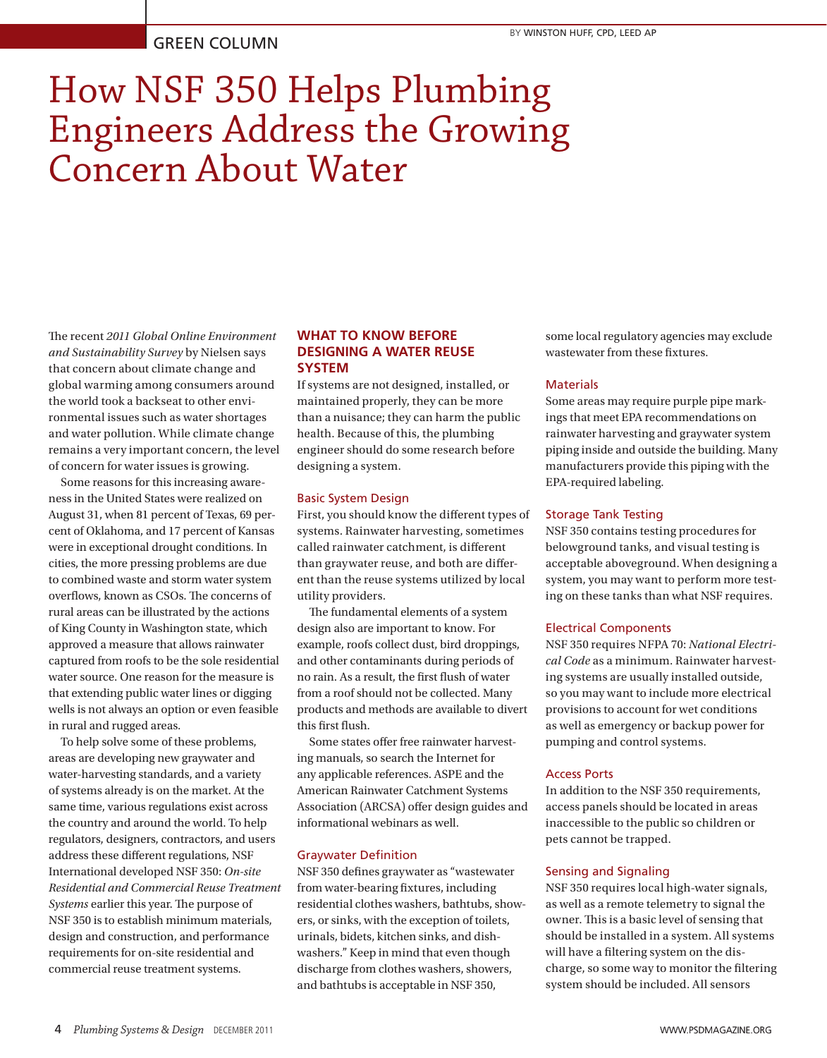GREEN COLUMN

BY WINSTON HUFF, CPD, LEED AP

# How NSF 350 Helps Plumbing Engineers Address the Growing Concern About Water

The recent *2011 Global Online Environment and Sustainability Survey* by Nielsen says that concern about climate change and global warming among consumers around the world took a backseat to other environmental issues such as water shortages and water pollution. While climate change remains a very important concern, the level of concern for water issues is growing.

Some reasons for this increasing awareness in the United States were realized on August 31, when 81 percent of Texas, 69 percent of Oklahoma, and 17 percent of Kansas were in exceptional drought conditions. In cities, the more pressing problems are due to combined waste and storm water system overflows, known as CSOs. The concerns of rural areas can be illustrated by the actions of King County in Washington state, which approved a measure that allows rainwater captured from roofs to be the sole residential water source. One reason for the measure is that extending public water lines or digging wells is not always an option or even feasible in rural and rugged areas.

To help solve some of these problems, areas are developing new graywater and water-harvesting standards, and a variety of systems already is on the market. At the same time, various regulations exist across the country and around the world. To help regulators, designers, contractors, and users address these different regulations, NSF International developed NSF 350: *On-site Residential and Commercial Reuse Treatment Systems* earlier this year. The purpose of NSF 350 is to establish minimum materials, design and construction, and performance requirements for on-site residential and commercial reuse treatment systems.

## WHAT TO KNOW BEFORE DESIGNING A WATER REUSE SYSTEM

If systems are not designed, installed, or maintained properly, they can be more than a nuisance; they can harm the public health. Because of this, the plumbing engineer should do some research before designing a system.

### Basic System Design

First, you should know the different types of systems. Rainwater harvesting, sometimes called rainwater catchment, is different than graywater reuse, and both are different than the reuse systems utilized by local utility providers.

The fundamental elements of a system design also are important to know. For example, roofs collect dust, bird droppings, and other contaminants during periods of no rain. As a result, the first flush of water from a roof should not be collected. Many products and methods are available to divert this first flush.

Some states offer free rainwater harvesting manuals, so search the Internet for any applicable references. ASPE and the American Rainwater Catchment Systems Association (ARCSA) offer design guides and informational webinars as well.

### Graywater Definition

NSF 350 defines graywater as "wastewater from water-bearing fixtures, including residential clothes washers, bathtubs, showers, or sinks, with the exception of toilets, urinals, bidets, kitchen sinks, and dishwashers." Keep in mind that even though discharge from clothes washers, showers, and bathtubs is acceptable in NSF 350, some local regulatory agencies may exclude wastewater from these fixtures.

### Materials

Some areas may require purple pipe markings that meet EPA recommendations on rainwater harvesting and graywater system piping inside and outside the building. Many manufacturers provide this piping with the EPA-required labeling.

### Storage Tank Testing

NSF 350 contains testing procedures for belowground tanks, and visual testing is acceptable aboveground. When designing a system, you may want to perform more testing on these tanks than what NSF requires.

### Electrical Components

NSF 350 requires NFPA 70: *National Electrical Code* as a minimum. Rainwater harvesting systems are usually installed outside, so you may want to include more electrical provisions to account for wet conditions as well as emergency or backup power for pumping and control systems.

### Access Ports

In addition to the NSF 350 requirements, access panels should be located in areas inaccessible to the public so children or pets cannot be trapped.

### Sensing and Signaling

NSF 350 requires local high-water signals, as well as a remote telemetry to signal the owner. This is a basic level of sensing that should be installed in a system. All systems will have a filtering system on the discharge, so some way to monitor the filtering system should be included. All sensors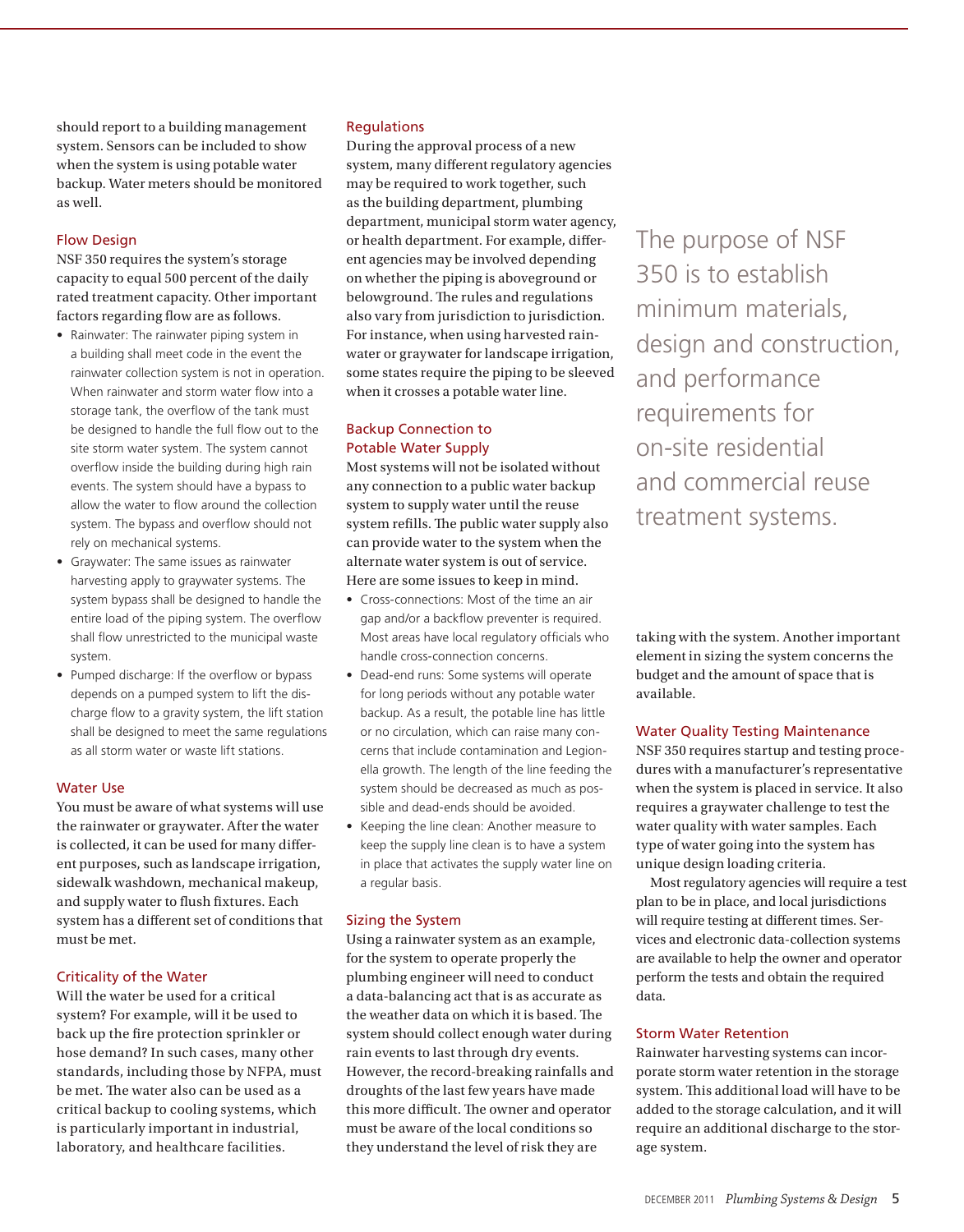should report to a building management system. Sensors can be included to show when the system is using potable water backup. Water meters should be monitored as well.

### Flow Design

NSF 350 requires the system's storage capacity to equal 500 percent of the daily rated treatment capacity. Other important factors regarding flow are as follows.

- Rainwater: The rainwater piping system in a building shall meet code in the event the rainwater collection system is not in operation. When rainwater and storm water flow into a storage tank, the overflow of the tank must be designed to handle the full flow out to the site storm water system. The system cannot overflow inside the building during high rain events. The system should have a bypass to allow the water to flow around the collection system. The bypass and overflow should not rely on mechanical systems.
- Graywater: The same issues as rainwater harvesting apply to graywater systems. The system bypass shall be designed to handle the entire load of the piping system. The overflow shall flow unrestricted to the municipal waste system.
- Pumped discharge: If the overflow or bypass depends on a pumped system to lift the discharge flow to a gravity system, the lift station shall be designed to meet the same regulations as all storm water or waste lift stations.

### Water Use

You must be aware of what systems will use the rainwater or graywater. After the water is collected, it can be used for many different purposes, such as landscape irrigation, sidewalk washdown, mechanical makeup, and supply water to flush fixtures. Each system has a different set of conditions that must be met.

### Criticality of the Water

Will the water be used for a critical system? For example, will it be used to back up the fire protection sprinkler or hose demand? In such cases, many other standards, including those by NFPA, must be met. The water also can be used as a critical backup to cooling systems, which is particularly important in industrial, laboratory, and healthcare facilities.

### Regulations

During the approval process of a new system, many different regulatory agencies may be required to work together, such as the building department, plumbing department, municipal storm water agency, or health department. For example, different agencies may be involved depending on whether the piping is aboveground or belowground. The rules and regulations also vary from jurisdiction to jurisdiction. For instance, when using harvested rainwater or graywater for landscape irrigation, some states require the piping to be sleeved when it crosses a potable water line.

### Backup Connection to Potable Water Supply

Most systems will not be isolated without any connection to a public water backup system to supply water until the reuse system refills. The public water supply also can provide water to the system when the alternate water system is out of service. Here are some issues to keep in mind.

- Cross-connections: Most of the time an air gap and/or a backflow preventer is required. Most areas have local regulatory officials who handle cross-connection concerns.
- Dead-end runs: Some systems will operate for long periods without any potable water backup. As a result, the potable line has little or no circulation, which can raise many concerns that include contamination and Legionella growth. The length of the line feeding the system should be decreased as much as possible and dead-ends should be avoided.
- Keeping the line clean: Another measure to keep the supply line clean is to have a system in place that activates the supply water line on a regular basis.

### Sizing the System

Using a rainwater system as an example, for the system to operate properly the plumbing engineer will need to conduct a data-balancing act that is as accurate as the weather data on which it is based. The system should collect enough water during rain events to last through dry events. However, the record-breaking rainfalls and droughts of the last few years have made this more difficult. The owner and operator must be aware of the local conditions so they understand the level of risk they are taking with the system. Another important element in sizing the system concerns the budget and the amount of space that is available.

> The purpose of NSF 350 is to establish minimum materials, design and construction, and performance requirements for on-site residential and commercial reuse treatment systems.

### Water Quality Testing Maintenance

NSF 350 requires startup and testing procedures with a manufacturer's representative when the system is placed in service. It also requires a graywater challenge to test the water quality with water samples. Each type of water going into the system has unique design loading criteria.

Most regulatory agencies will require a test plan to be in place, and local jurisdictions will require testing at different times. Services and electronic data-collection systems are available to help the owner and operator perform the tests and obtain the required data.

### Storm Water Retention

Rainwater harvesting systems can incorporate storm water retention in the storage system. This additional load will have to be added to the storage calculation, and it will require an additional discharge to the storage system.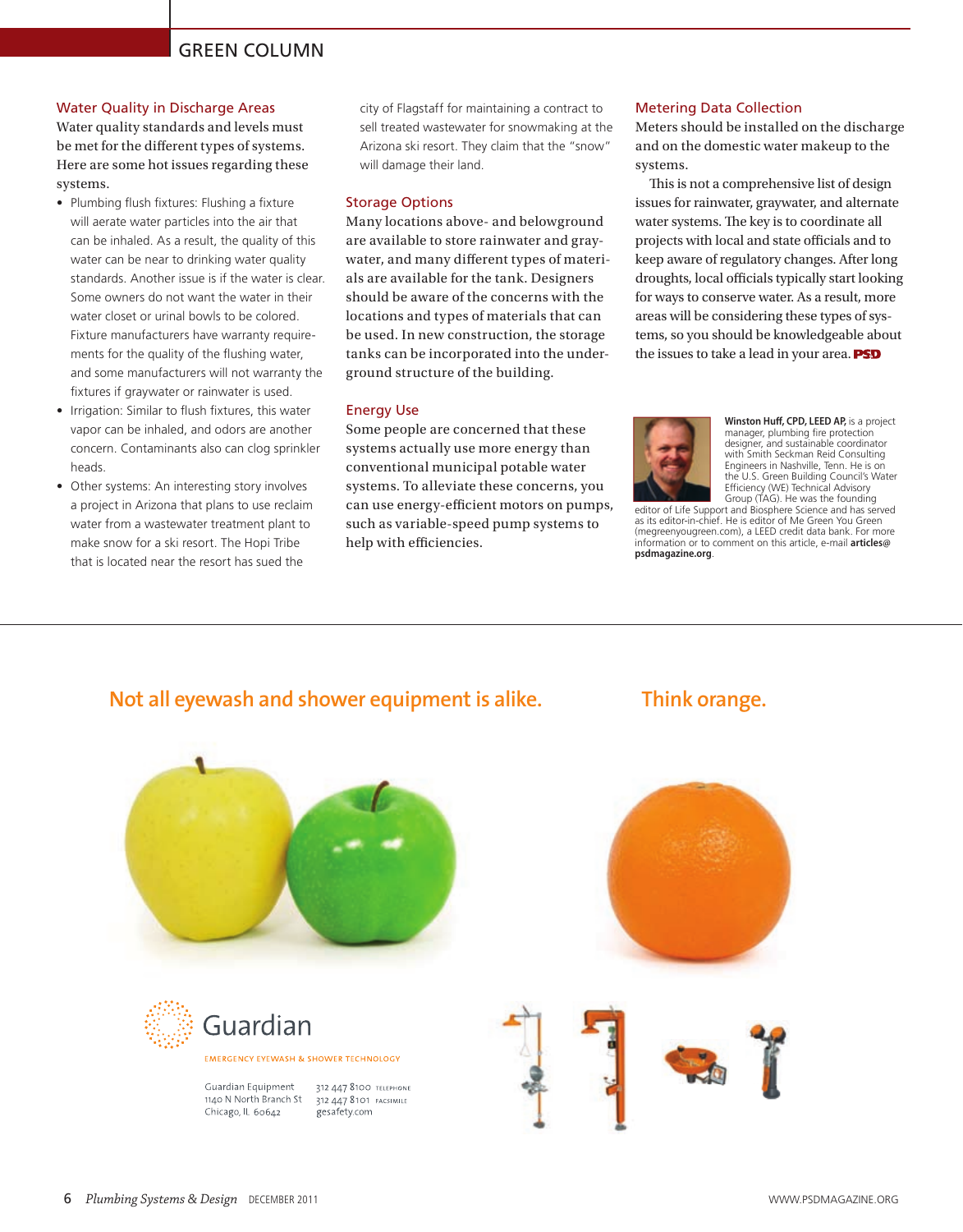### Water Quality in Discharge Areas

Water quality standards and levels must be met for the different types of systems. Here are some hot issues regarding these systems.

- Plumbing flush fixtures: Flushing a fixture will aerate water particles into the air that can be inhaled. As a result, the quality of this water can be near to drinking water quality standards. Another issue is if the water is clear. Some owners do not want the water in their water closet or urinal bowls to be colored. Fixture manufacturers have warranty requirements for the quality of the flushing water, and some manufacturers will not warranty the fixtures if graywater or rainwater is used.
- Irrigation: Similar to flush fixtures, this water vapor can be inhaled, and odors are another concern. Contaminants also can clog sprinkler heads.
- Other systems: An interesting story involves a project in Arizona that plans to use reclaim water from a wastewater treatment plant to make snow for a ski resort. The Hopi Tribe that is located near the resort has sued the city of Flagstaff for maintaining a contract to sell treated wastewater for snowmaking at the Arizona ski resort. They claim that the "snow" will damage their land.

### Storage Options

Many locations above- and belowground are available to store rainwater and graywater, and many different types of materials are available for the tank. Designers should be aware of the concerns with the locations and types of materials that can be used. In new construction, the storage tanks can be incorporated into the underground structure of the building.

### Energy Use

Some people are concerned that these systems actually use more energy than conventional municipal potable water systems. To alleviate these concerns, you can use energy-efficient motors on pumps, such as variable-speed pump systems to help with efficiencies.

### Metering Data Collection

Meters should be installed on the discharge and on the domestic water makeup to the systems.

This is not a comprehensive list of design issues for rainwater, graywater, and alternate water systems. The key is to coordinate all projects with local and state officials and to keep aware of regulatory changes. After long droughts, local officials typically start looking for ways to conserve water. As a result, more areas will be considering these types of systems, so you should be knowledgeable about the issues to take a lead in your area. **PSD**

**Winston Huff, CPD, LEED AP,** is a project manager, plumbing fire protection designer, and sustainable coordinator with Smith Seckman Reid Consulting Engineers in Nashville, Tenn. He is on the U.S. Green Building Council's Water Efficiency (WE) Technical Advisory Group (TAG). He was the founding editor of Life Support and Biosphere Science and has served as its editor-in-chief. He is editor of Me Green You Green (megreenyougreen.com), a LEED credit data bank. For more information or to comment on this article, e-mail **articles@psdmagazine.org**.

Not all eyewash and shower equipment is alike. Think orange.

Guardian
EMERGENCY EYEWASH & SHOWER TECHNOLOGY

Guardian Equipment
1140 N North Branch St
Chicago, IL 60642

312 447 8100 TELEPHONE
312 447 8101 FACSIMILE
gesafety.com